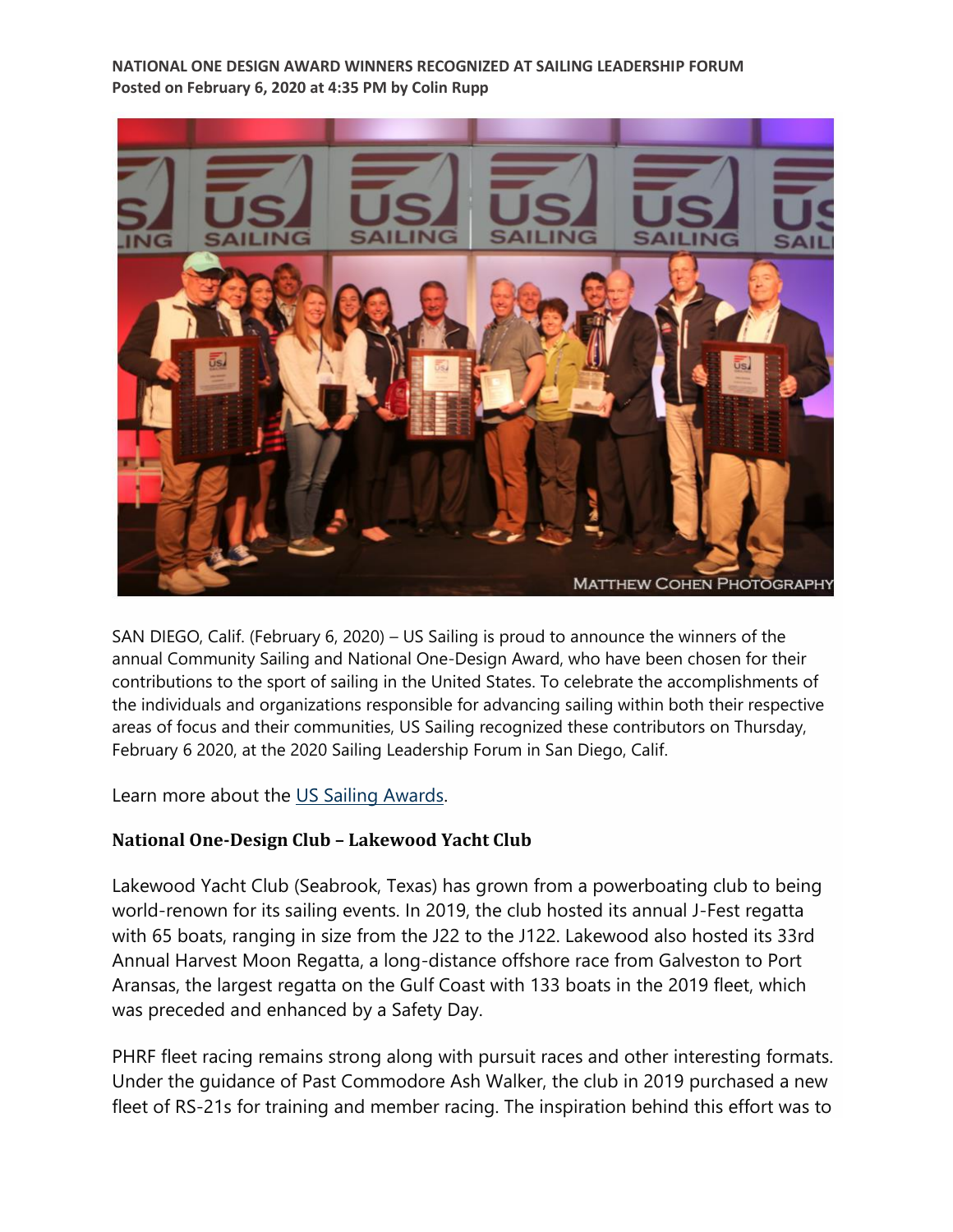**NATIONAL ONE DESIGN AWARD WINNERS RECOGNIZED AT SAILING LEADERSHIP FORUM**
**Posted on February 6, 2020 at 4:35 PM by Colin Rupp**

SAN DIEGO, Calif. (February 6, 2020) – US Sailing is proud to announce the winners of the annual Community Sailing and National One-Design Award, who have been chosen for their contributions to the sport of sailing in the United States. To celebrate the accomplishments of the individuals and organizations responsible for advancing sailing within both their respective areas of focus and their communities, US Sailing recognized these contributors on Thursday, February 6 2020, at the 2020 Sailing Leadership Forum in San Diego, Calif.

Learn more about the US Sailing Awards.

### National One-Design Club – Lakewood Yacht Club

Lakewood Yacht Club (Seabrook, Texas) has grown from a powerboating club to being world-renown for its sailing events. In 2019, the club hosted its annual J-Fest regatta with 65 boats, ranging in size from the J22 to the J122. Lakewood also hosted its 33rd Annual Harvest Moon Regatta, a long-distance offshore race from Galveston to Port Aransas, the largest regatta on the Gulf Coast with 133 boats in the 2019 fleet, which was preceded and enhanced by a Safety Day.

PHRF fleet racing remains strong along with pursuit races and other interesting formats. Under the guidance of Past Commodore Ash Walker, the club in 2019 purchased a new fleet of RS-21s for training and member racing. The inspiration behind this effort was to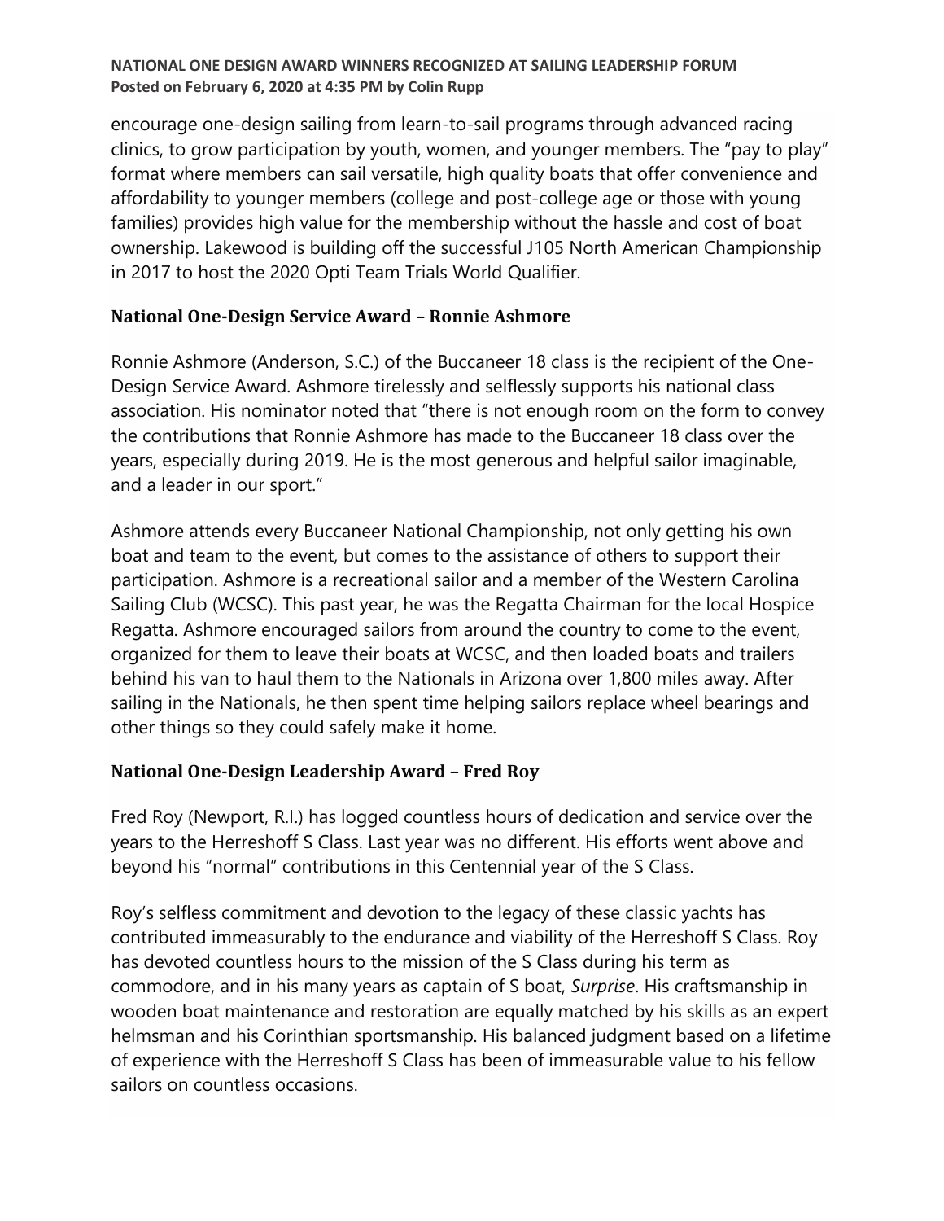encourage one-design sailing from learn-to-sail programs through advanced racing clinics, to grow participation by youth, women, and younger members. The "pay to play" format where members can sail versatile, high quality boats that offer convenience and affordability to younger members (college and post-college age or those with young families) provides high value for the membership without the hassle and cost of boat ownership. Lakewood is building off the successful J105 North American Championship in 2017 to host the 2020 Opti Team Trials World Qualifier.

### National One-Design Service Award – Ronnie Ashmore

Ronnie Ashmore (Anderson, S.C.) of the Buccaneer 18 class is the recipient of the One-Design Service Award. Ashmore tirelessly and selflessly supports his national class association. His nominator noted that "there is not enough room on the form to convey the contributions that Ronnie Ashmore has made to the Buccaneer 18 class over the years, especially during 2019. He is the most generous and helpful sailor imaginable, and a leader in our sport."

Ashmore attends every Buccaneer National Championship, not only getting his own boat and team to the event, but comes to the assistance of others to support their participation. Ashmore is a recreational sailor and a member of the Western Carolina Sailing Club (WCSC). This past year, he was the Regatta Chairman for the local Hospice Regatta. Ashmore encouraged sailors from around the country to come to the event, organized for them to leave their boats at WCSC, and then loaded boats and trailers behind his van to haul them to the Nationals in Arizona over 1,800 miles away. After sailing in the Nationals, he then spent time helping sailors replace wheel bearings and other things so they could safely make it home.

### National One-Design Leadership Award – Fred Roy

Fred Roy (Newport, R.I.) has logged countless hours of dedication and service over the years to the Herreshoff S Class. Last year was no different. His efforts went above and beyond his "normal" contributions in this Centennial year of the S Class.

Roy's selfless commitment and devotion to the legacy of these classic yachts has contributed immeasurably to the endurance and viability of the Herreshoff S Class. Roy has devoted countless hours to the mission of the S Class during his term as commodore, and in his many years as captain of S boat, *Surprise*. His craftsmanship in wooden boat maintenance and restoration are equally matched by his skills as an expert helmsman and his Corinthian sportsmanship. His balanced judgment based on a lifetime of experience with the Herreshoff S Class has been of immeasurable value to his fellow sailors on countless occasions.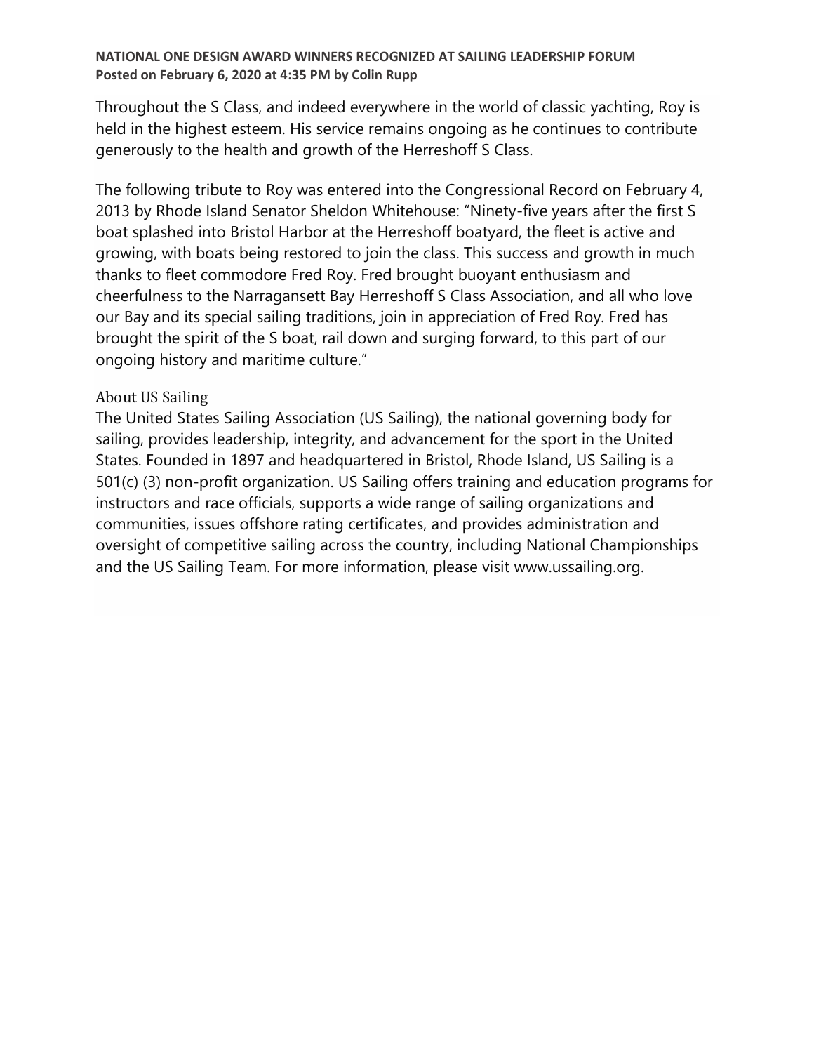Throughout the S Class, and indeed everywhere in the world of classic yachting, Roy is held in the highest esteem. His service remains ongoing as he continues to contribute generously to the health and growth of the Herreshoff S Class.

The following tribute to Roy was entered into the Congressional Record on February 4, 2013 by Rhode Island Senator Sheldon Whitehouse: "Ninety-five years after the first S boat splashed into Bristol Harbor at the Herreshoff boatyard, the fleet is active and growing, with boats being restored to join the class. This success and growth in much thanks to fleet commodore Fred Roy. Fred brought buoyant enthusiasm and cheerfulness to the Narragansett Bay Herreshoff S Class Association, and all who love our Bay and its special sailing traditions, join in appreciation of Fred Roy. Fred has brought the spirit of the S boat, rail down and surging forward, to this part of our ongoing history and maritime culture."

About US Sailing

The United States Sailing Association (US Sailing), the national governing body for sailing, provides leadership, integrity, and advancement for the sport in the United States. Founded in 1897 and headquartered in Bristol, Rhode Island, US Sailing is a 501(c) (3) non-profit organization. US Sailing offers training and education programs for instructors and race officials, supports a wide range of sailing organizations and communities, issues offshore rating certificates, and provides administration and oversight of competitive sailing across the country, including National Championships and the US Sailing Team. For more information, please visit www.ussailing.org.